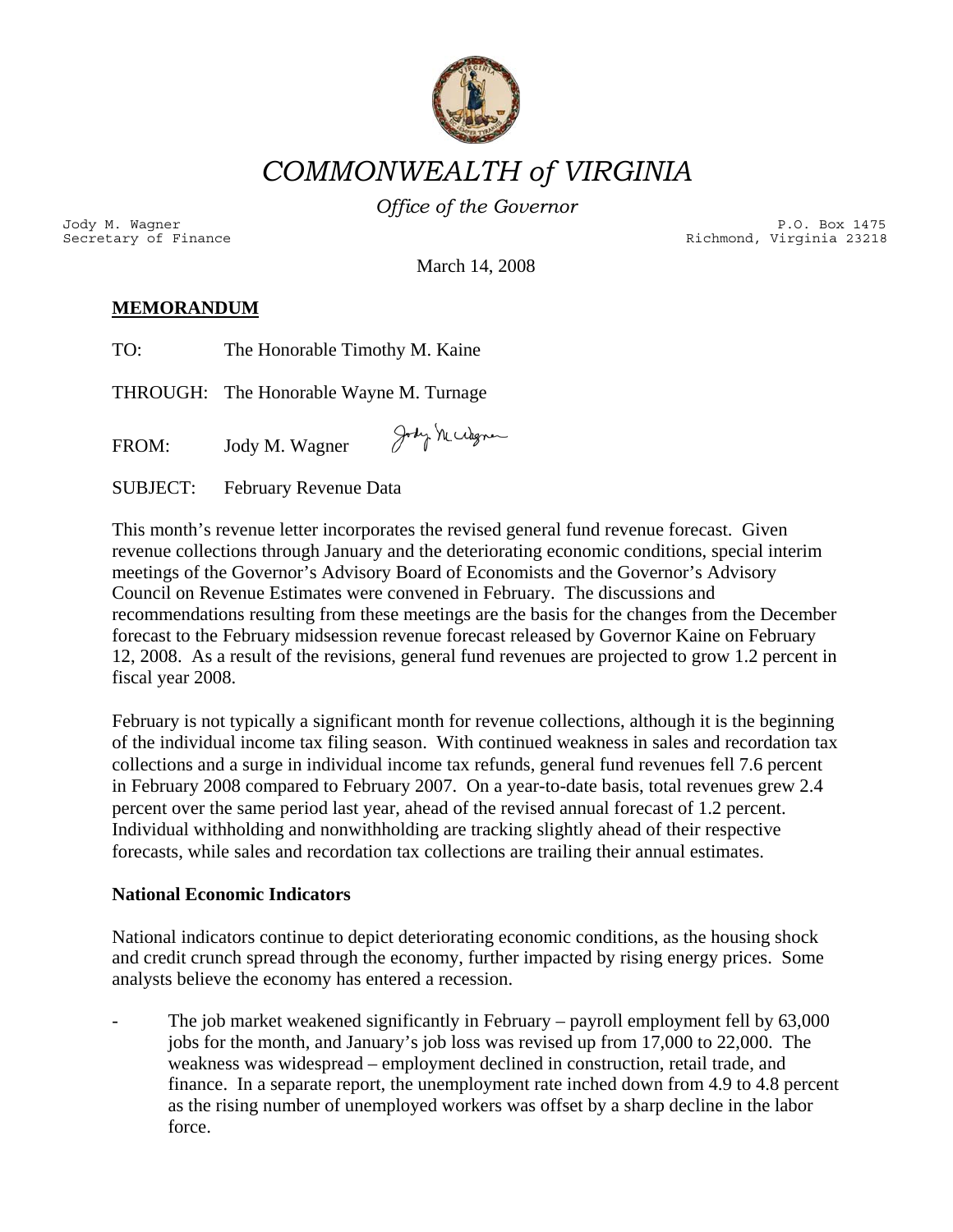# *COMMONWEALTH of VIRGINIA*

*Office of the Governor*

Jody M. Wagner
Secretary of Finance

P.O. Box 1475
Richmond, Virginia 23218

March 14, 2008

**MEMORANDUM**

TO: The Honorable Timothy M. Kaine

THROUGH: The Honorable Wayne M. Turnage

FROM: Jody M. Wagner

SUBJECT: February Revenue Data

This month's revenue letter incorporates the revised general fund revenue forecast. Given revenue collections through January and the deteriorating economic conditions, special interim meetings of the Governor's Advisory Board of Economists and the Governor's Advisory Council on Revenue Estimates were convened in February. The discussions and recommendations resulting from these meetings are the basis for the changes from the December forecast to the February midsession revenue forecast released by Governor Kaine on February 12, 2008. As a result of the revisions, general fund revenues are projected to grow 1.2 percent in fiscal year 2008.

February is not typically a significant month for revenue collections, although it is the beginning of the individual income tax filing season. With continued weakness in sales and recordation tax collections and a surge in individual income tax refunds, general fund revenues fell 7.6 percent in February 2008 compared to February 2007. On a year-to-date basis, total revenues grew 2.4 percent over the same period last year, ahead of the revised annual forecast of 1.2 percent. Individual withholding and nonwithholding are tracking slightly ahead of their respective forecasts, while sales and recordation tax collections are trailing their annual estimates.

**National Economic Indicators**

National indicators continue to depict deteriorating economic conditions, as the housing shock and credit crunch spread through the economy, further impacted by rising energy prices. Some analysts believe the economy has entered a recession.

- The job market weakened significantly in February – payroll employment fell by 63,000 jobs for the month, and January's job loss was revised up from 17,000 to 22,000. The weakness was widespread – employment declined in construction, retail trade, and finance. In a separate report, the unemployment rate inched down from 4.9 to 4.8 percent as the rising number of unemployed workers was offset by a sharp decline in the labor force.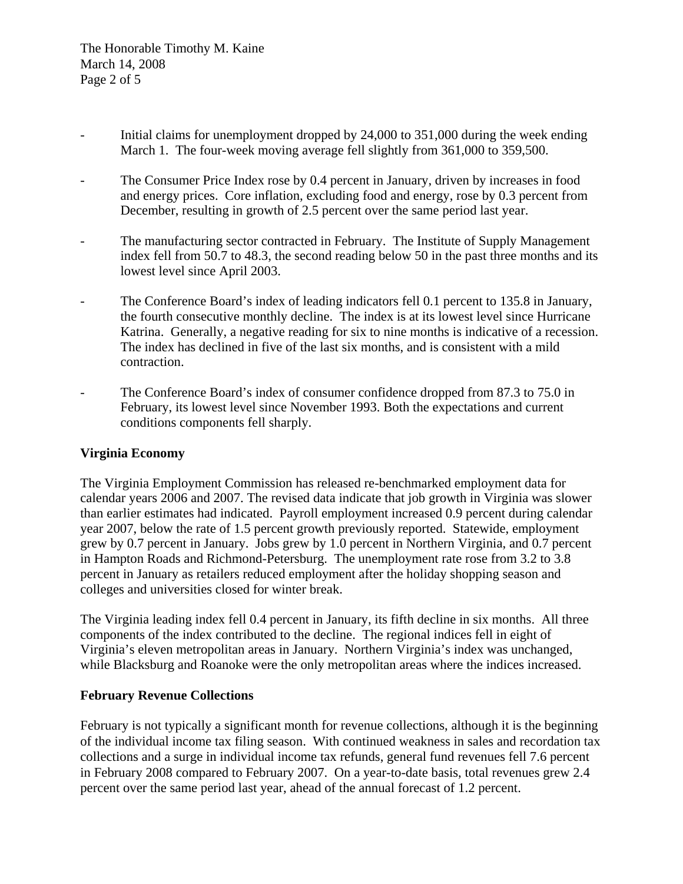- Initial claims for unemployment dropped by 24,000 to 351,000 during the week ending March 1. The four-week moving average fell slightly from 361,000 to 359,500.

- The Consumer Price Index rose by 0.4 percent in January, driven by increases in food and energy prices. Core inflation, excluding food and energy, rose by 0.3 percent from December, resulting in growth of 2.5 percent over the same period last year.

- The manufacturing sector contracted in February. The Institute of Supply Management index fell from 50.7 to 48.3, the second reading below 50 in the past three months and its lowest level since April 2003.

- The Conference Board's index of leading indicators fell 0.1 percent to 135.8 in January, the fourth consecutive monthly decline. The index is at its lowest level since Hurricane Katrina. Generally, a negative reading for six to nine months is indicative of a recession. The index has declined in five of the last six months, and is consistent with a mild contraction.

- The Conference Board's index of consumer confidence dropped from 87.3 to 75.0 in February, its lowest level since November 1993. Both the expectations and current conditions components fell sharply.

**Virginia Economy**

The Virginia Employment Commission has released re-benchmarked employment data for calendar years 2006 and 2007. The revised data indicate that job growth in Virginia was slower than earlier estimates had indicated. Payroll employment increased 0.9 percent during calendar year 2007, below the rate of 1.5 percent growth previously reported. Statewide, employment grew by 0.7 percent in January. Jobs grew by 1.0 percent in Northern Virginia, and 0.7 percent in Hampton Roads and Richmond-Petersburg. The unemployment rate rose from 3.2 to 3.8 percent in January as retailers reduced employment after the holiday shopping season and colleges and universities closed for winter break.

The Virginia leading index fell 0.4 percent in January, its fifth decline in six months. All three components of the index contributed to the decline. The regional indices fell in eight of Virginia's eleven metropolitan areas in January. Northern Virginia's index was unchanged, while Blacksburg and Roanoke were the only metropolitan areas where the indices increased.

**February Revenue Collections**

February is not typically a significant month for revenue collections, although it is the beginning of the individual income tax filing season. With continued weakness in sales and recordation tax collections and a surge in individual income tax refunds, general fund revenues fell 7.6 percent in February 2008 compared to February 2007. On a year-to-date basis, total revenues grew 2.4 percent over the same period last year, ahead of the annual forecast of 1.2 percent.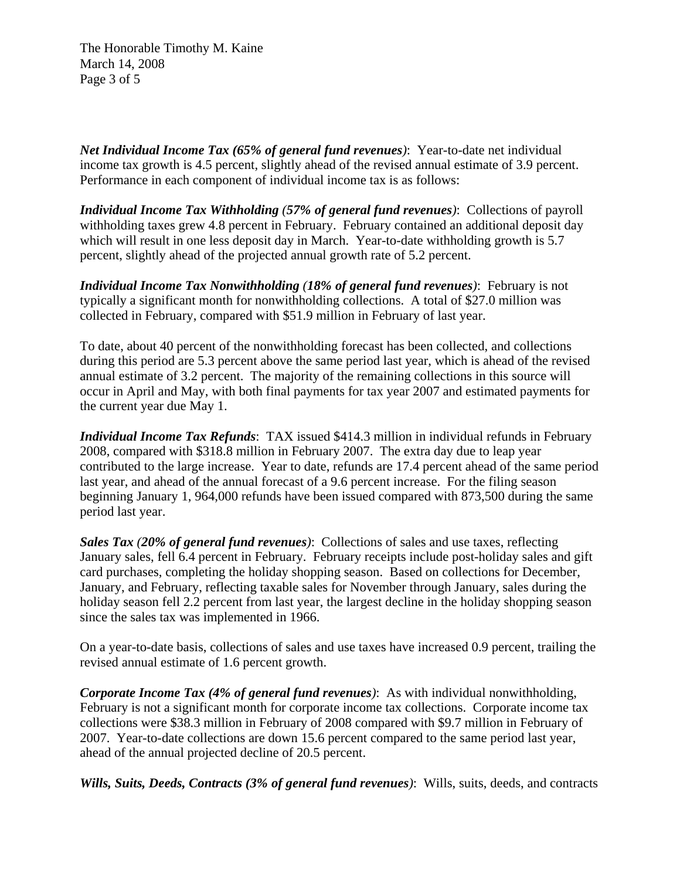***Net Individual Income Tax (65% of general fund revenues)***: Year-to-date net individual income tax growth is 4.5 percent, slightly ahead of the revised annual estimate of 3.9 percent. Performance in each component of individual income tax is as follows:

***Individual Income Tax Withholding (57% of general fund revenues)***: Collections of payroll withholding taxes grew 4.8 percent in February. February contained an additional deposit day which will result in one less deposit day in March. Year-to-date withholding growth is 5.7 percent, slightly ahead of the projected annual growth rate of 5.2 percent.

***Individual Income Tax Nonwithholding (18% of general fund revenues)***: February is not typically a significant month for nonwithholding collections. A total of $27.0 million was collected in February, compared with $51.9 million in February of last year.

To date, about 40 percent of the nonwithholding forecast has been collected, and collections during this period are 5.3 percent above the same period last year, which is ahead of the revised annual estimate of 3.2 percent. The majority of the remaining collections in this source will occur in April and May, with both final payments for tax year 2007 and estimated payments for the current year due May 1.

***Individual Income Tax Refunds***: TAX issued $414.3 million in individual refunds in February 2008, compared with $318.8 million in February 2007. The extra day due to leap year contributed to the large increase. Year to date, refunds are 17.4 percent ahead of the same period last year, and ahead of the annual forecast of a 9.6 percent increase. For the filing season beginning January 1, 964,000 refunds have been issued compared with 873,500 during the same period last year.

***Sales Tax (20% of general fund revenues)***: Collections of sales and use taxes, reflecting January sales, fell 6.4 percent in February. February receipts include post-holiday sales and gift card purchases, completing the holiday shopping season. Based on collections for December, January, and February, reflecting taxable sales for November through January, sales during the holiday season fell 2.2 percent from last year, the largest decline in the holiday shopping season since the sales tax was implemented in 1966.

On a year-to-date basis, collections of sales and use taxes have increased 0.9 percent, trailing the revised annual estimate of 1.6 percent growth.

***Corporate Income Tax (4% of general fund revenues)***: As with individual nonwithholding, February is not a significant month for corporate income tax collections. Corporate income tax collections were $38.3 million in February of 2008 compared with $9.7 million in February of 2007. Year-to-date collections are down 15.6 percent compared to the same period last year, ahead of the annual projected decline of 20.5 percent.

***Wills, Suits, Deeds, Contracts (3% of general fund revenues)***: Wills, suits, deeds, and contracts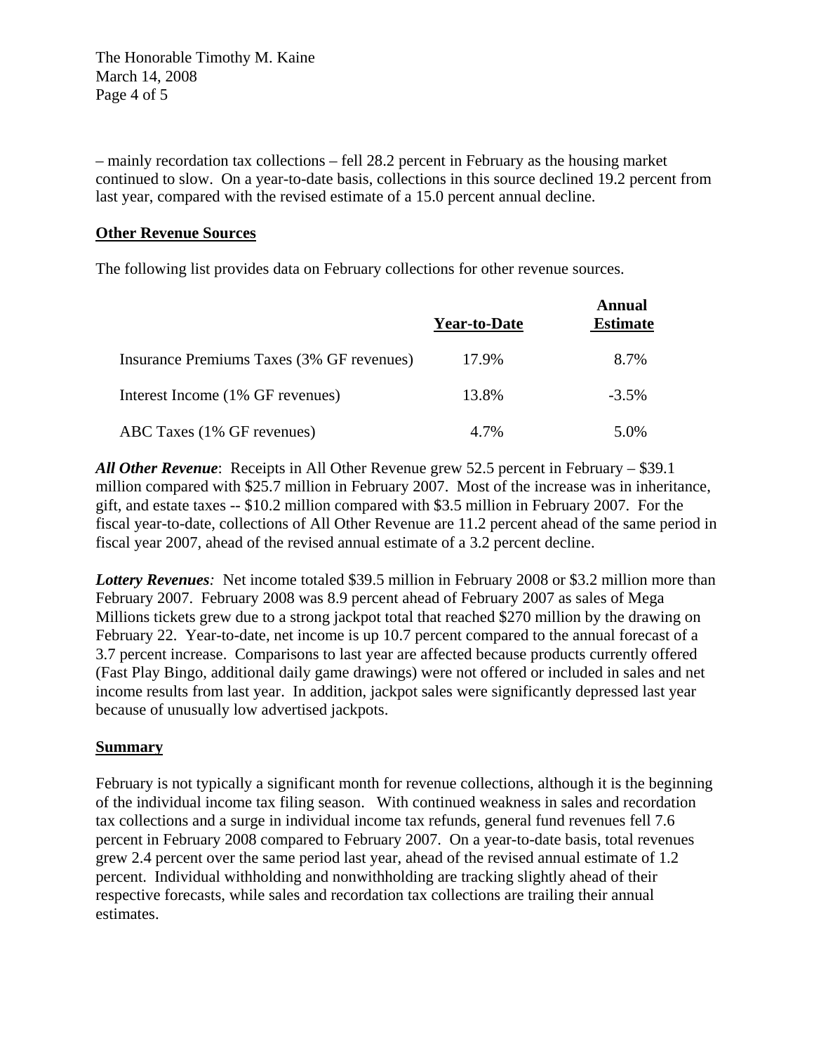– mainly recordation tax collections – fell 28.2 percent in February as the housing market continued to slow. On a year-to-date basis, collections in this source declined 19.2 percent from last year, compared with the revised estimate of a 15.0 percent annual decline.

**Other Revenue Sources**

The following list provides data on February collections for other revenue sources.

| | Year-to-Date | Annual Estimate |
|---|---|---|
| Insurance Premiums Taxes (3% GF revenues) | 17.9% | 8.7% |
| Interest Income (1% GF revenues) | 13.8% | -3.5% |
| ABC Taxes (1% GF revenues) | 4.7% | 5.0% |

***All Other Revenue***: Receipts in All Other Revenue grew 52.5 percent in February – $39.1 million compared with $25.7 million in February 2007. Most of the increase was in inheritance, gift, and estate taxes -- $10.2 million compared with $3.5 million in February 2007. For the fiscal year-to-date, collections of All Other Revenue are 11.2 percent ahead of the same period in fiscal year 2007, ahead of the revised annual estimate of a 3.2 percent decline.

***Lottery Revenues****:* Net income totaled $39.5 million in February 2008 or $3.2 million more than February 2007. February 2008 was 8.9 percent ahead of February 2007 as sales of Mega Millions tickets grew due to a strong jackpot total that reached $270 million by the drawing on February 22. Year-to-date, net income is up 10.7 percent compared to the annual forecast of a 3.7 percent increase. Comparisons to last year are affected because products currently offered (Fast Play Bingo, additional daily game drawings) were not offered or included in sales and net income results from last year. In addition, jackpot sales were significantly depressed last year because of unusually low advertised jackpots.

**Summary**

February is not typically a significant month for revenue collections, although it is the beginning of the individual income tax filing season. With continued weakness in sales and recordation tax collections and a surge in individual income tax refunds, general fund revenues fell 7.6 percent in February 2008 compared to February 2007. On a year-to-date basis, total revenues grew 2.4 percent over the same period last year, ahead of the revised annual estimate of 1.2 percent. Individual withholding and nonwithholding are tracking slightly ahead of their respective forecasts, while sales and recordation tax collections are trailing their annual estimates.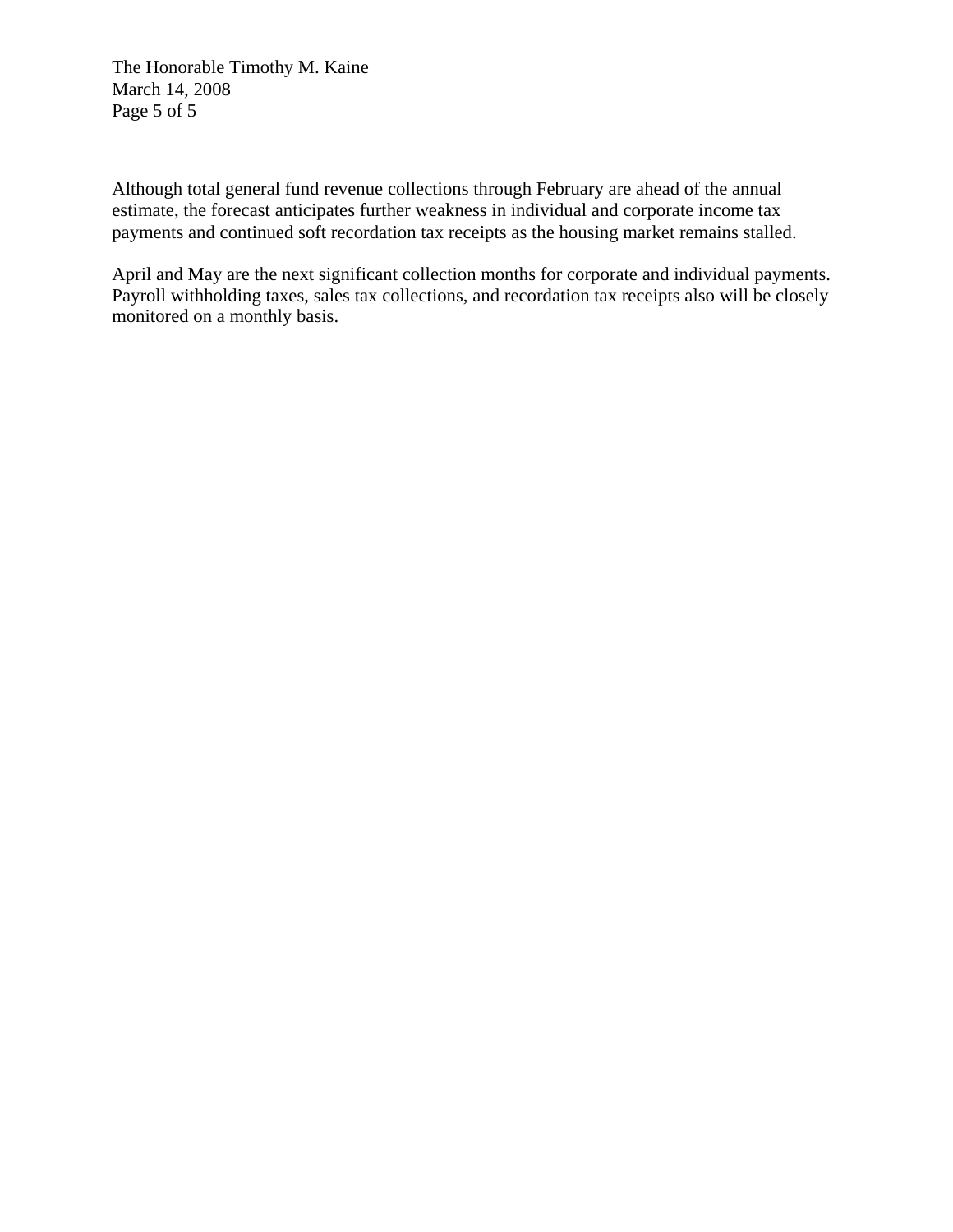Although total general fund revenue collections through February are ahead of the annual estimate, the forecast anticipates further weakness in individual and corporate income tax payments and continued soft recordation tax receipts as the housing market remains stalled.

April and May are the next significant collection months for corporate and individual payments. Payroll withholding taxes, sales tax collections, and recordation tax receipts also will be closely monitored on a monthly basis.